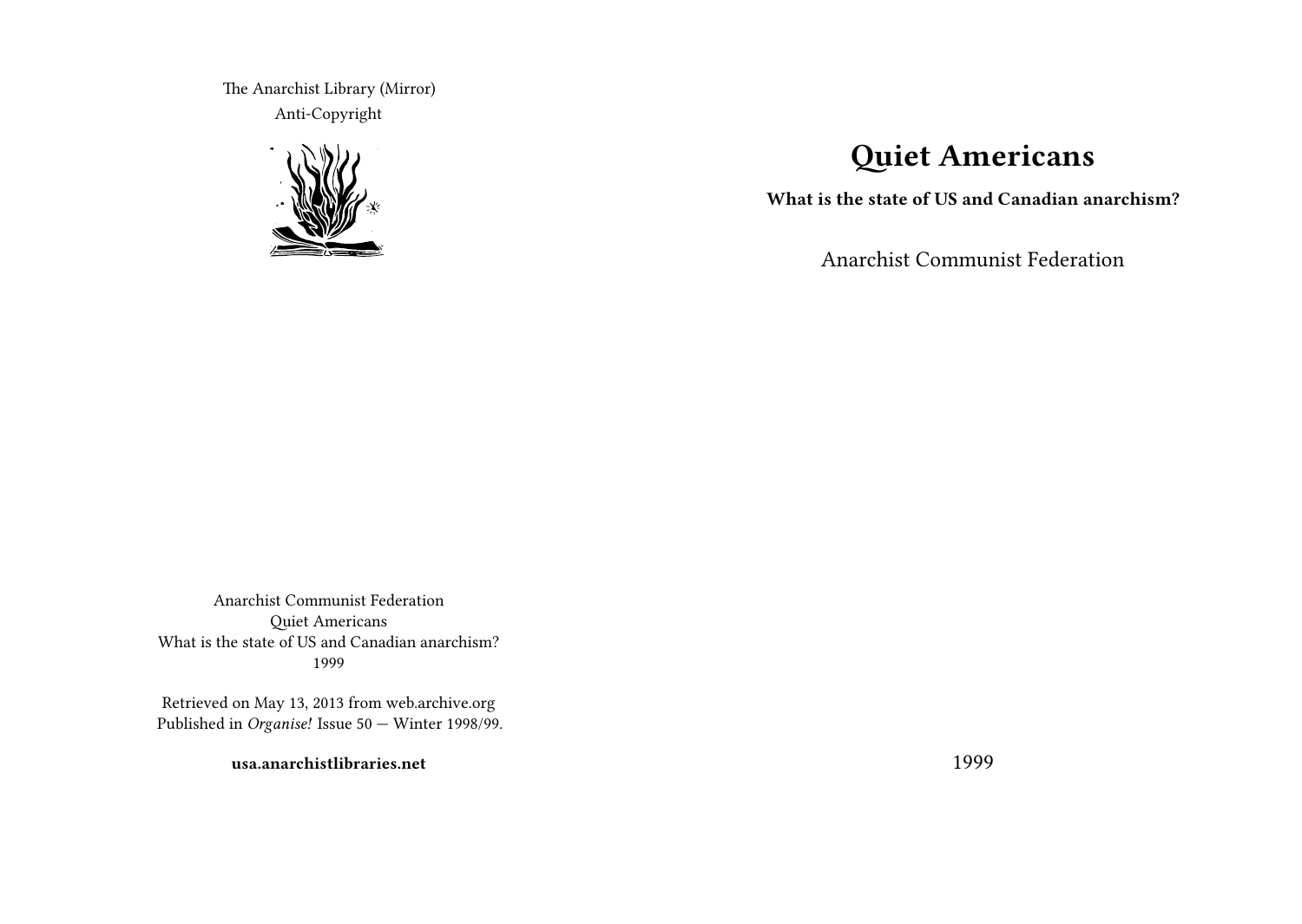The Anarchist Library (Mirror)
Anti-Copyright

# Quiet Americans

**What is the state of US and Canadian anarchism?**

Anarchist Communist Federation

1999

Anarchist Communist Federation
Quiet Americans
What is the state of US and Canadian anarchism?
1999

Retrieved on May 13, 2013 from web.archive.org
Published in *Organise!* Issue 50 — Winter 1998/99.

**usa.anarchistlibraries.net**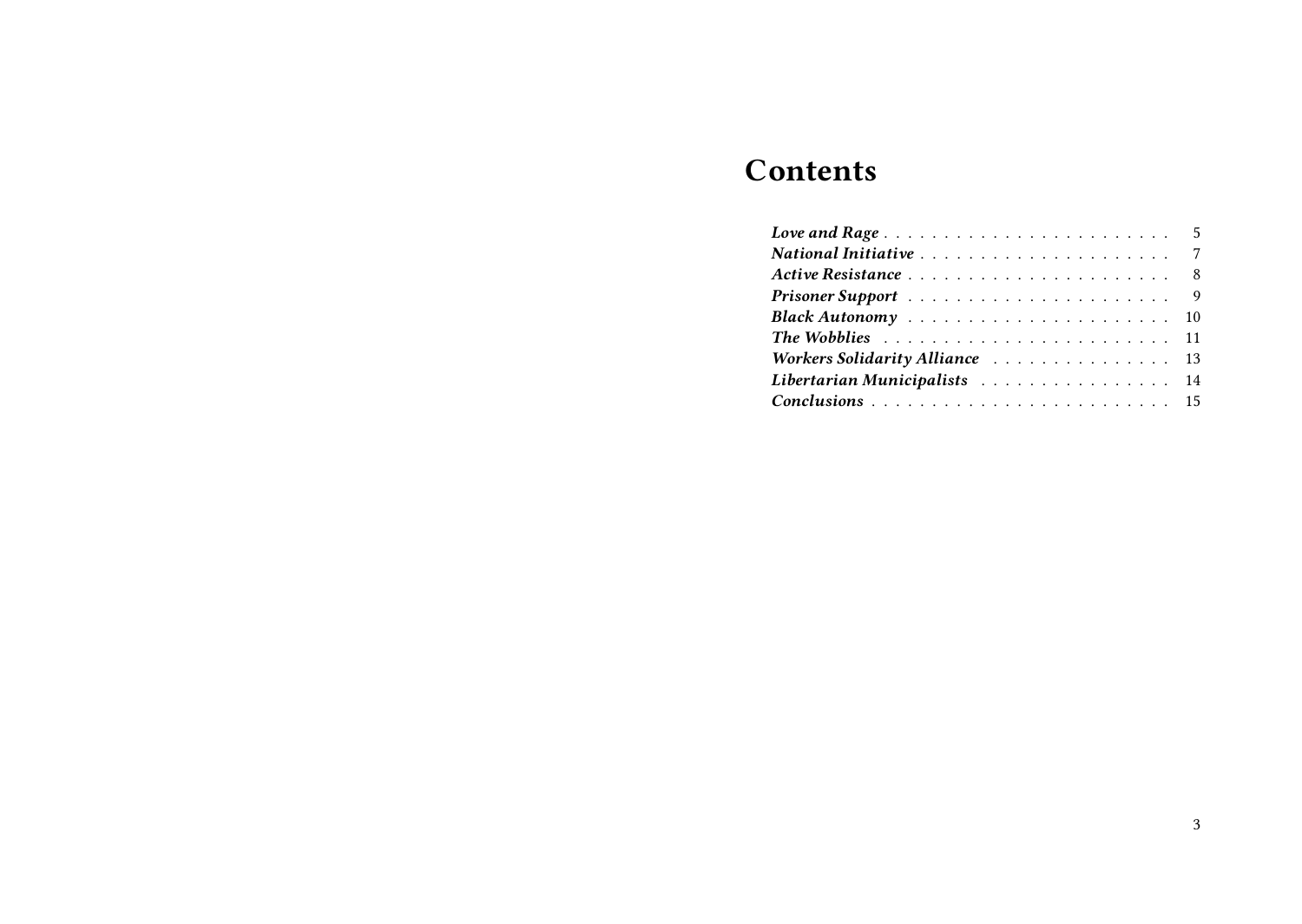# Contents

- *Love and Rage* . . . . . . . . . . . . . . . . . . . . . . . . 5
- *National Initiative* . . . . . . . . . . . . . . . . . . . . . 7
- *Active Resistance* . . . . . . . . . . . . . . . . . . . . . 8
- *Prisoner Support* . . . . . . . . . . . . . . . . . . . . . 9
- *Black Autonomy* . . . . . . . . . . . . . . . . . . . . . 10
- *The Wobblies* . . . . . . . . . . . . . . . . . . . . . . . 11
- *Workers Solidarity Alliance* . . . . . . . . . . . . . . 13
- *Libertarian Municipalists* . . . . . . . . . . . . . . . 14
- *Conclusions* . . . . . . . . . . . . . . . . . . . . . . . . 15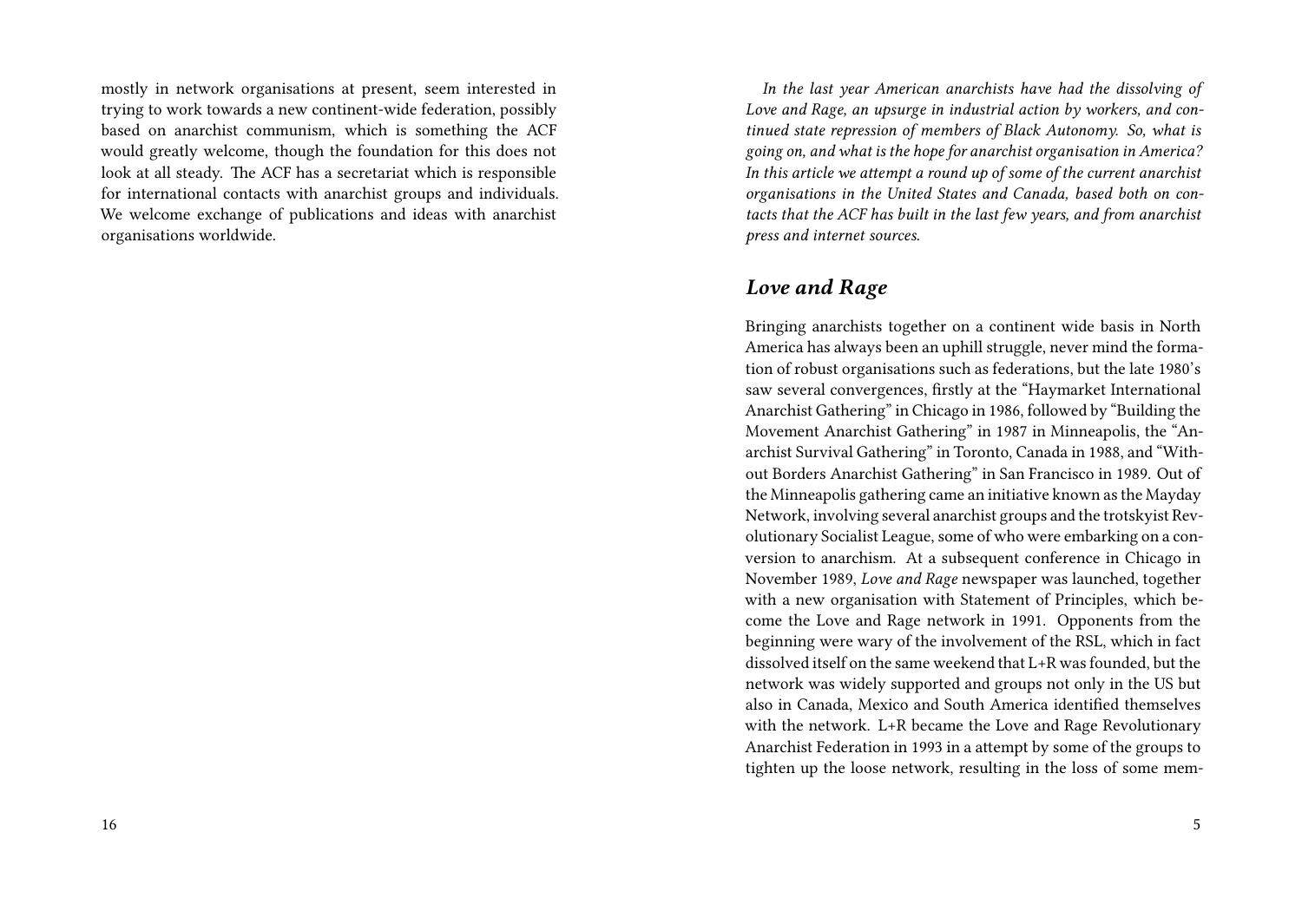mostly in network organisations at present, seem interested in trying to work towards a new continent-wide federation, possibly based on anarchist communism, which is something the ACF would greatly welcome, though the foundation for this does not look at all steady. The ACF has a secretariat which is responsible for international contacts with anarchist groups and individuals. We welcome exchange of publications and ideas with anarchist organisations worldwide.

*In the last year American anarchists have had the dissolving of Love and Rage, an upsurge in industrial action by workers, and continued state repression of members of Black Autonomy. So, what is going on, and what is the hope for anarchist organisation in America? In this article we attempt a round up of some of the current anarchist organisations in the United States and Canada, based both on contacts that the ACF has built in the last few years, and from anarchist press and internet sources.*

## *Love and Rage*

Bringing anarchists together on a continent wide basis in North America has always been an uphill struggle, never mind the formation of robust organisations such as federations, but the late 1980's saw several convergences, firstly at the "Haymarket International Anarchist Gathering" in Chicago in 1986, followed by "Building the Movement Anarchist Gathering" in 1987 in Minneapolis, the "Anarchist Survival Gathering" in Toronto, Canada in 1988, and "Without Borders Anarchist Gathering" in San Francisco in 1989. Out of the Minneapolis gathering came an initiative known as the Mayday Network, involving several anarchist groups and the trotskyist Revolutionary Socialist League, some of who were embarking on a conversion to anarchism. At a subsequent conference in Chicago in November 1989, *Love and Rage* newspaper was launched, together with a new organisation with Statement of Principles, which become the Love and Rage network in 1991. Opponents from the beginning were wary of the involvement of the RSL, which in fact dissolved itself on the same weekend that L+R was founded, but the network was widely supported and groups not only in the US but also in Canada, Mexico and South America identified themselves with the network. L+R became the Love and Rage Revolutionary Anarchist Federation in 1993 in a attempt by some of the groups to tighten up the loose network, resulting in the loss of some mem-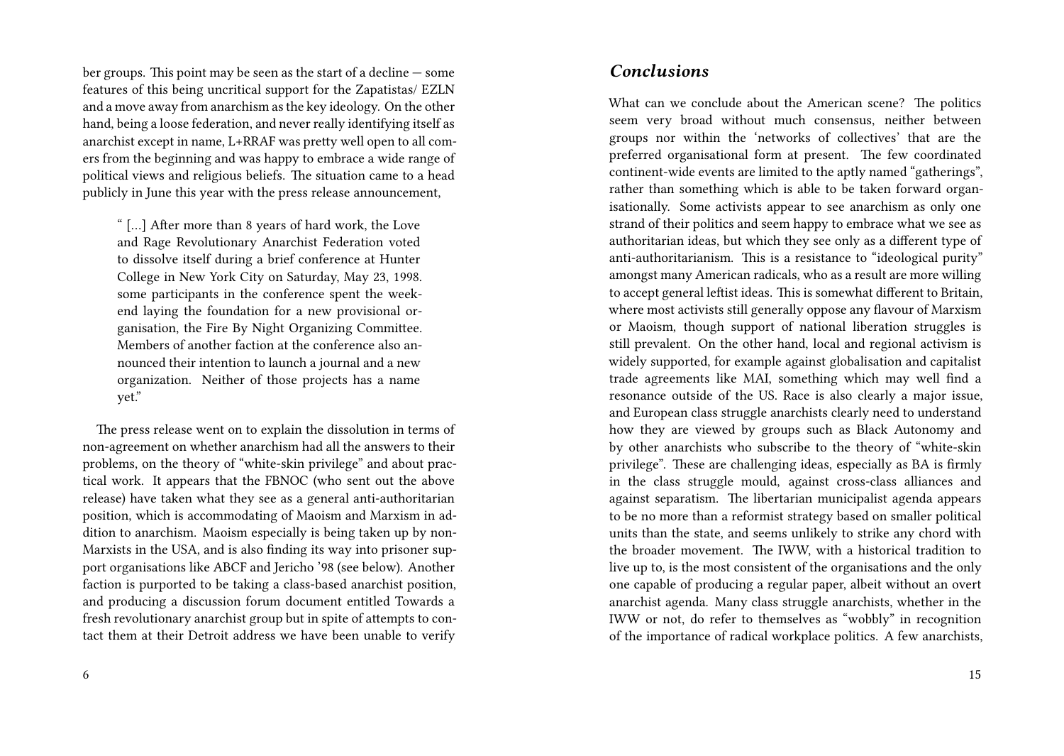ber groups. This point may be seen as the start of a decline — some features of this being uncritical support for the Zapatistas/ EZLN and a move away from anarchism as the key ideology. On the other hand, being a loose federation, and never really identifying itself as anarchist except in name, L+RRAF was pretty well open to all comers from the beginning and was happy to embrace a wide range of political views and religious beliefs. The situation came to a head publicly in June this year with the press release announcement,

> " […] After more than 8 years of hard work, the Love and Rage Revolutionary Anarchist Federation voted to dissolve itself during a brief conference at Hunter College in New York City on Saturday, May 23, 1998. some participants in the conference spent the weekend laying the foundation for a new provisional organisation, the Fire By Night Organizing Committee. Members of another faction at the conference also announced their intention to launch a journal and a new organization. Neither of those projects has a name yet."

The press release went on to explain the dissolution in terms of non-agreement on whether anarchism had all the answers to their problems, on the theory of "white-skin privilege" and about practical work. It appears that the FBNOC (who sent out the above release) have taken what they see as a general anti-authoritarian position, which is accommodating of Maoism and Marxism in addition to anarchism. Maoism especially is being taken up by non-Marxists in the USA, and is also finding its way into prisoner support organisations like ABCF and Jericho '98 (see below). Another faction is purported to be taking a class-based anarchist position, and producing a discussion forum document entitled Towards a fresh revolutionary anarchist group but in spite of attempts to contact them at their Detroit address we have been unable to verify

## *Conclusions*

What can we conclude about the American scene? The politics seem very broad without much consensus, neither between groups nor within the 'networks of collectives' that are the preferred organisational form at present. The few coordinated continent-wide events are limited to the aptly named "gatherings", rather than something which is able to be taken forward organisationally. Some activists appear to see anarchism as only one strand of their politics and seem happy to embrace what we see as authoritarian ideas, but which they see only as a different type of anti-authoritarianism. This is a resistance to "ideological purity" amongst many American radicals, who as a result are more willing to accept general leftist ideas. This is somewhat different to Britain, where most activists still generally oppose any flavour of Marxism or Maoism, though support of national liberation struggles is still prevalent. On the other hand, local and regional activism is widely supported, for example against globalisation and capitalist trade agreements like MAI, something which may well find a resonance outside of the US. Race is also clearly a major issue, and European class struggle anarchists clearly need to understand how they are viewed by groups such as Black Autonomy and by other anarchists who subscribe to the theory of "white-skin privilege". These are challenging ideas, especially as BA is firmly in the class struggle mould, against cross-class alliances and against separatism. The libertarian municipalist agenda appears to be no more than a reformist strategy based on smaller political units than the state, and seems unlikely to strike any chord with the broader movement. The IWW, with a historical tradition to live up to, is the most consistent of the organisations and the only one capable of producing a regular paper, albeit without an overt anarchist agenda. Many class struggle anarchists, whether in the IWW or not, do refer to themselves as "wobbly" in recognition of the importance of radical workplace politics. A few anarchists,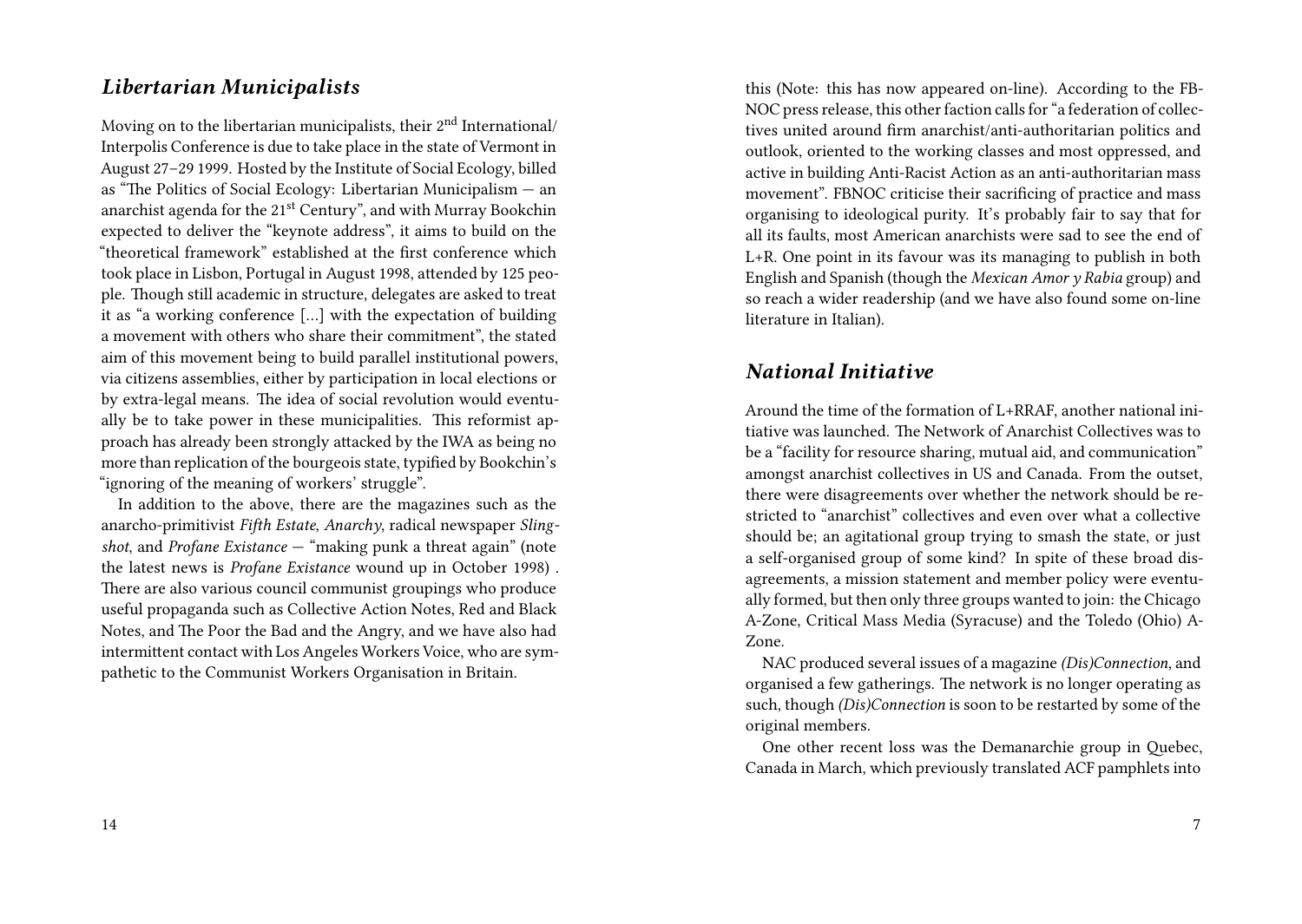## *Libertarian Municipalists*

Moving on to the libertarian municipalists, their 2nd International/ Interpolis Conference is due to take place in the state of Vermont in August 27–29 1999. Hosted by the Institute of Social Ecology, billed as "The Politics of Social Ecology: Libertarian Municipalism — an anarchist agenda for the 21st Century", and with Murray Bookchin expected to deliver the "keynote address", it aims to build on the "theoretical framework" established at the first conference which took place in Lisbon, Portugal in August 1998, attended by 125 people. Though still academic in structure, delegates are asked to treat it as "a working conference […] with the expectation of building a movement with others who share their commitment", the stated aim of this movement being to build parallel institutional powers, via citizens assemblies, either by participation in local elections or by extra-legal means. The idea of social revolution would eventually be to take power in these municipalities. This reformist approach has already been strongly attacked by the IWA as being no more than replication of the bourgeois state, typified by Bookchin's "ignoring of the meaning of workers' struggle".

In addition to the above, there are the magazines such as the anarcho-primitivist *Fifth Estate*, *Anarchy*, radical newspaper *Slingshot*, and *Profane Existance* — "making punk a threat again" (note the latest news is *Profane Existance* wound up in October 1998) . There are also various council communist groupings who produce useful propaganda such as Collective Action Notes, Red and Black Notes, and The Poor the Bad and the Angry, and we have also had intermittent contact with Los Angeles Workers Voice, who are sympathetic to the Communist Workers Organisation in Britain.

this (Note: this has now appeared on-line). According to the FB-NOC press release, this other faction calls for "a federation of collectives united around firm anarchist/anti-authoritarian politics and outlook, oriented to the working classes and most oppressed, and active in building Anti-Racist Action as an anti-authoritarian mass movement". FBNOC criticise their sacrificing of practice and mass organising to ideological purity. It's probably fair to say that for all its faults, most American anarchists were sad to see the end of L+R. One point in its favour was its managing to publish in both English and Spanish (though the *Mexican Amor y Rabia* group) and so reach a wider readership (and we have also found some on-line literature in Italian).

## *National Initiative*

Around the time of the formation of L+RRAF, another national initiative was launched. The Network of Anarchist Collectives was to be a "facility for resource sharing, mutual aid, and communication" amongst anarchist collectives in US and Canada. From the outset, there were disagreements over whether the network should be restricted to "anarchist" collectives and even over what a collective should be; an agitational group trying to smash the state, or just a self-organised group of some kind? In spite of these broad disagreements, a mission statement and member policy were eventually formed, but then only three groups wanted to join: the Chicago A-Zone, Critical Mass Media (Syracuse) and the Toledo (Ohio) A-Zone.

NAC produced several issues of a magazine *(Dis)Connection*, and organised a few gatherings. The network is no longer operating as such, though *(Dis)Connection* is soon to be restarted by some of the original members.

One other recent loss was the Demanarchie group in Quebec, Canada in March, which previously translated ACF pamphlets into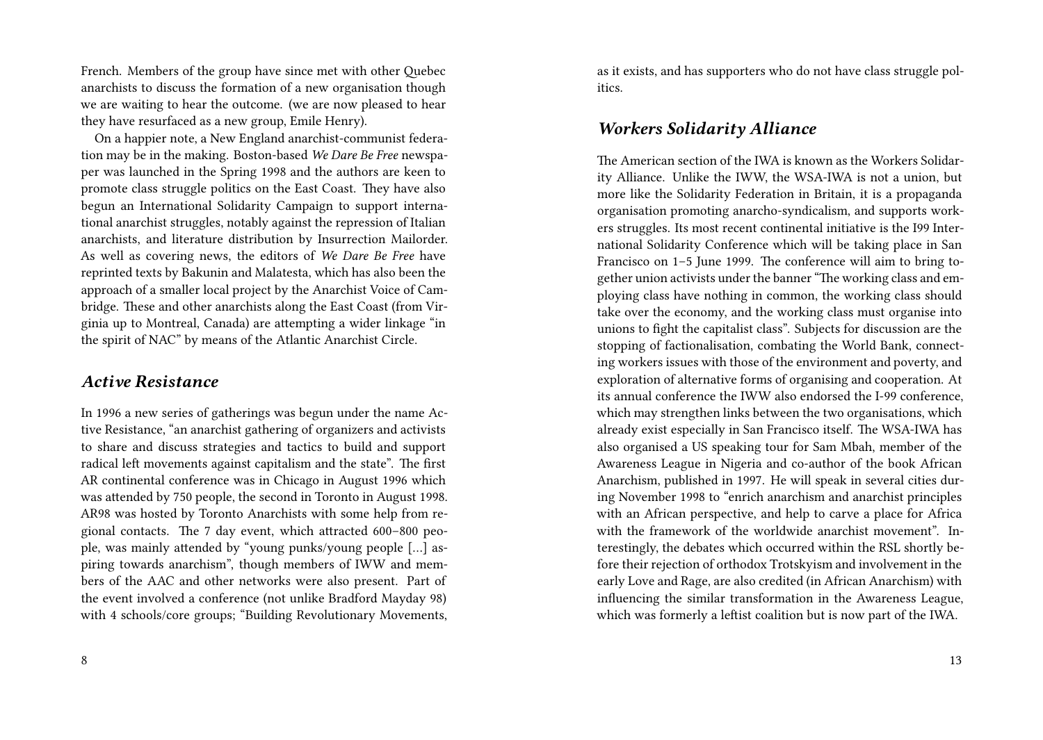French. Members of the group have since met with other Quebec anarchists to discuss the formation of a new organisation though we are waiting to hear the outcome. (we are now pleased to hear they have resurfaced as a new group, Emile Henry).

On a happier note, a New England anarchist-communist federation may be in the making. Boston-based *We Dare Be Free* newspaper was launched in the Spring 1998 and the authors are keen to promote class struggle politics on the East Coast. They have also begun an International Solidarity Campaign to support international anarchist struggles, notably against the repression of Italian anarchists, and literature distribution by Insurrection Mailorder. As well as covering news, the editors of *We Dare Be Free* have reprinted texts by Bakunin and Malatesta, which has also been the approach of a smaller local project by the Anarchist Voice of Cambridge. These and other anarchists along the East Coast (from Virginia up to Montreal, Canada) are attempting a wider linkage "in the spirit of NAC" by means of the Atlantic Anarchist Circle.

## *Active Resistance*

In 1996 a new series of gatherings was begun under the name Active Resistance, "an anarchist gathering of organizers and activists to share and discuss strategies and tactics to build and support radical left movements against capitalism and the state". The first AR continental conference was in Chicago in August 1996 which was attended by 750 people, the second in Toronto in August 1998. AR98 was hosted by Toronto Anarchists with some help from regional contacts. The 7 day event, which attracted 600–800 people, was mainly attended by "young punks/young people […] aspiring towards anarchism", though members of IWW and members of the AAC and other networks were also present. Part of the event involved a conference (not unlike Bradford Mayday 98) with 4 schools/core groups; "Building Revolutionary Movements,

as it exists, and has supporters who do not have class struggle politics.

## *Workers Solidarity Alliance*

The American section of the IWA is known as the Workers Solidarity Alliance. Unlike the IWW, the WSA-IWA is not a union, but more like the Solidarity Federation in Britain, it is a propaganda organisation promoting anarcho-syndicalism, and supports workers struggles. Its most recent continental initiative is the I99 International Solidarity Conference which will be taking place in San Francisco on 1–5 June 1999. The conference will aim to bring together union activists under the banner "The working class and employing class have nothing in common, the working class should take over the economy, and the working class must organise into unions to fight the capitalist class". Subjects for discussion are the stopping of factionalisation, combating the World Bank, connecting workers issues with those of the environment and poverty, and exploration of alternative forms of organising and cooperation. At its annual conference the IWW also endorsed the I-99 conference, which may strengthen links between the two organisations, which already exist especially in San Francisco itself. The WSA-IWA has also organised a US speaking tour for Sam Mbah, member of the Awareness League in Nigeria and co-author of the book African Anarchism, published in 1997. He will speak in several cities during November 1998 to "enrich anarchism and anarchist principles with an African perspective, and help to carve a place for Africa with the framework of the worldwide anarchist movement". Interestingly, the debates which occurred within the RSL shortly before their rejection of orthodox Trotskyism and involvement in the early Love and Rage, are also credited (in African Anarchism) with influencing the similar transformation in the Awareness League, which was formerly a leftist coalition but is now part of the IWA.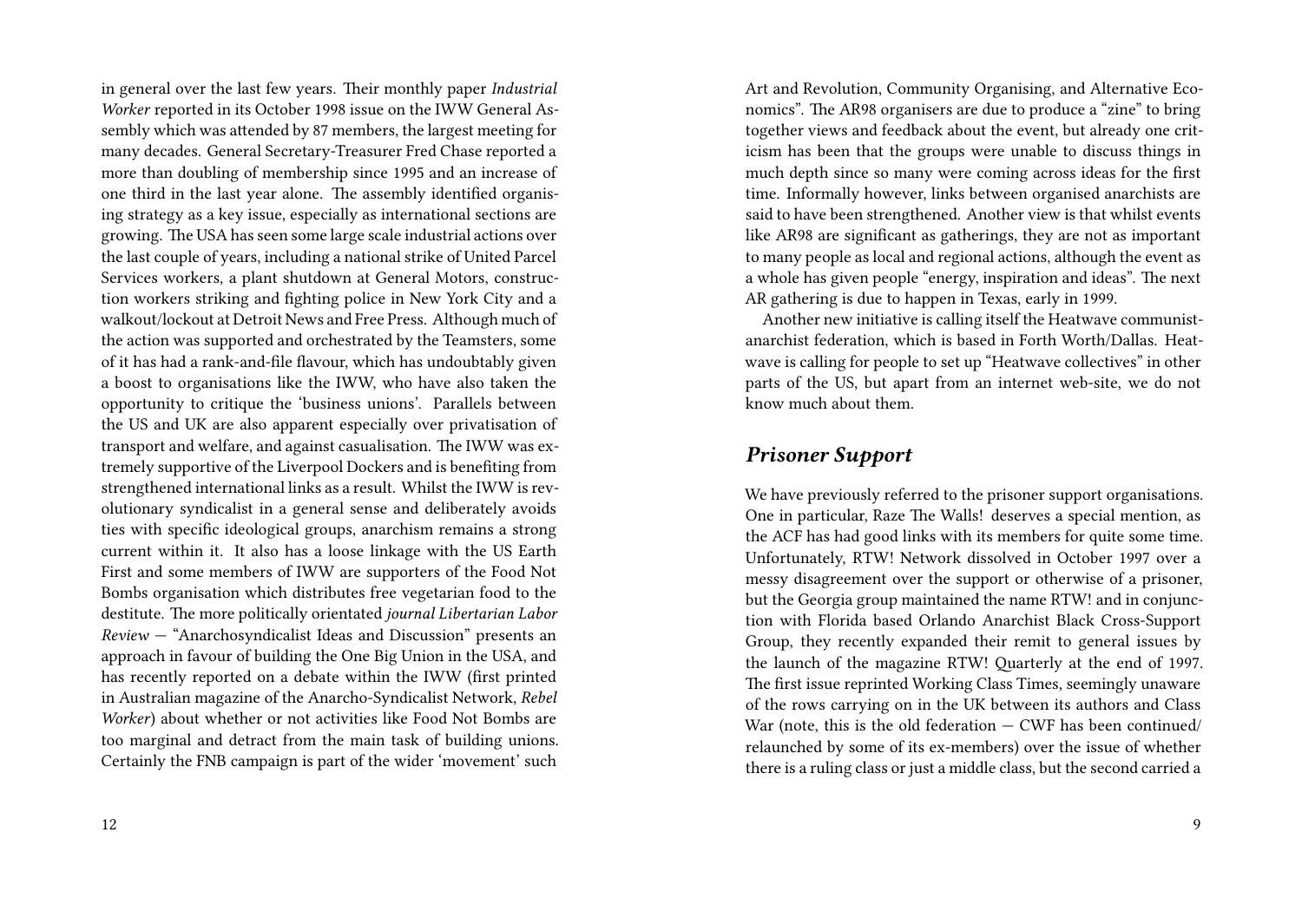in general over the last few years. Their monthly paper *Industrial Worker* reported in its October 1998 issue on the IWW General Assembly which was attended by 87 members, the largest meeting for many decades. General Secretary-Treasurer Fred Chase reported a more than doubling of membership since 1995 and an increase of one third in the last year alone. The assembly identified organising strategy as a key issue, especially as international sections are growing. The USA has seen some large scale industrial actions over the last couple of years, including a national strike of United Parcel Services workers, a plant shutdown at General Motors, construction workers striking and fighting police in New York City and a walkout/lockout at Detroit News and Free Press. Although much of the action was supported and orchestrated by the Teamsters, some of it has had a rank-and-file flavour, which has undoubtably given a boost to organisations like the IWW, who have also taken the opportunity to critique the 'business unions'. Parallels between the US and UK are also apparent especially over privatisation of transport and welfare, and against casualisation. The IWW was extremely supportive of the Liverpool Dockers and is benefiting from strengthened international links as a result. Whilst the IWW is revolutionary syndicalist in a general sense and deliberately avoids ties with specific ideological groups, anarchism remains a strong current within it. It also has a loose linkage with the US Earth First and some members of IWW are supporters of the Food Not Bombs organisation which distributes free vegetarian food to the destitute. The more politically orientated *journal Libertarian Labor Review* — "Anarchosyndicalist Ideas and Discussion" presents an approach in favour of building the One Big Union in the USA, and has recently reported on a debate within the IWW (first printed in Australian magazine of the Anarcho-Syndicalist Network, *Rebel Worker*) about whether or not activities like Food Not Bombs are too marginal and detract from the main task of building unions. Certainly the FNB campaign is part of the wider 'movement' such

Art and Revolution, Community Organising, and Alternative Economics". The AR98 organisers are due to produce a "zine" to bring together views and feedback about the event, but already one criticism has been that the groups were unable to discuss things in much depth since so many were coming across ideas for the first time. Informally however, links between organised anarchists are said to have been strengthened. Another view is that whilst events like AR98 are significant as gatherings, they are not as important to many people as local and regional actions, although the event as a whole has given people "energy, inspiration and ideas". The next AR gathering is due to happen in Texas, early in 1999.

Another new initiative is calling itself the Heatwave communist-anarchist federation, which is based in Forth Worth/Dallas. Heatwave is calling for people to set up "Heatwave collectives" in other parts of the US, but apart from an internet web-site, we do not know much about them.

## *Prisoner Support*

We have previously referred to the prisoner support organisations. One in particular, Raze The Walls! deserves a special mention, as the ACF has had good links with its members for quite some time. Unfortunately, RTW! Network dissolved in October 1997 over a messy disagreement over the support or otherwise of a prisoner, but the Georgia group maintained the name RTW! and in conjunction with Florida based Orlando Anarchist Black Cross-Support Group, they recently expanded their remit to general issues by the launch of the magazine RTW! Quarterly at the end of 1997. The first issue reprinted Working Class Times, seemingly unaware of the rows carrying on in the UK between its authors and Class War (note, this is the old federation — CWF has been continued/relaunched by some of its ex-members) over the issue of whether there is a ruling class or just a middle class, but the second carried a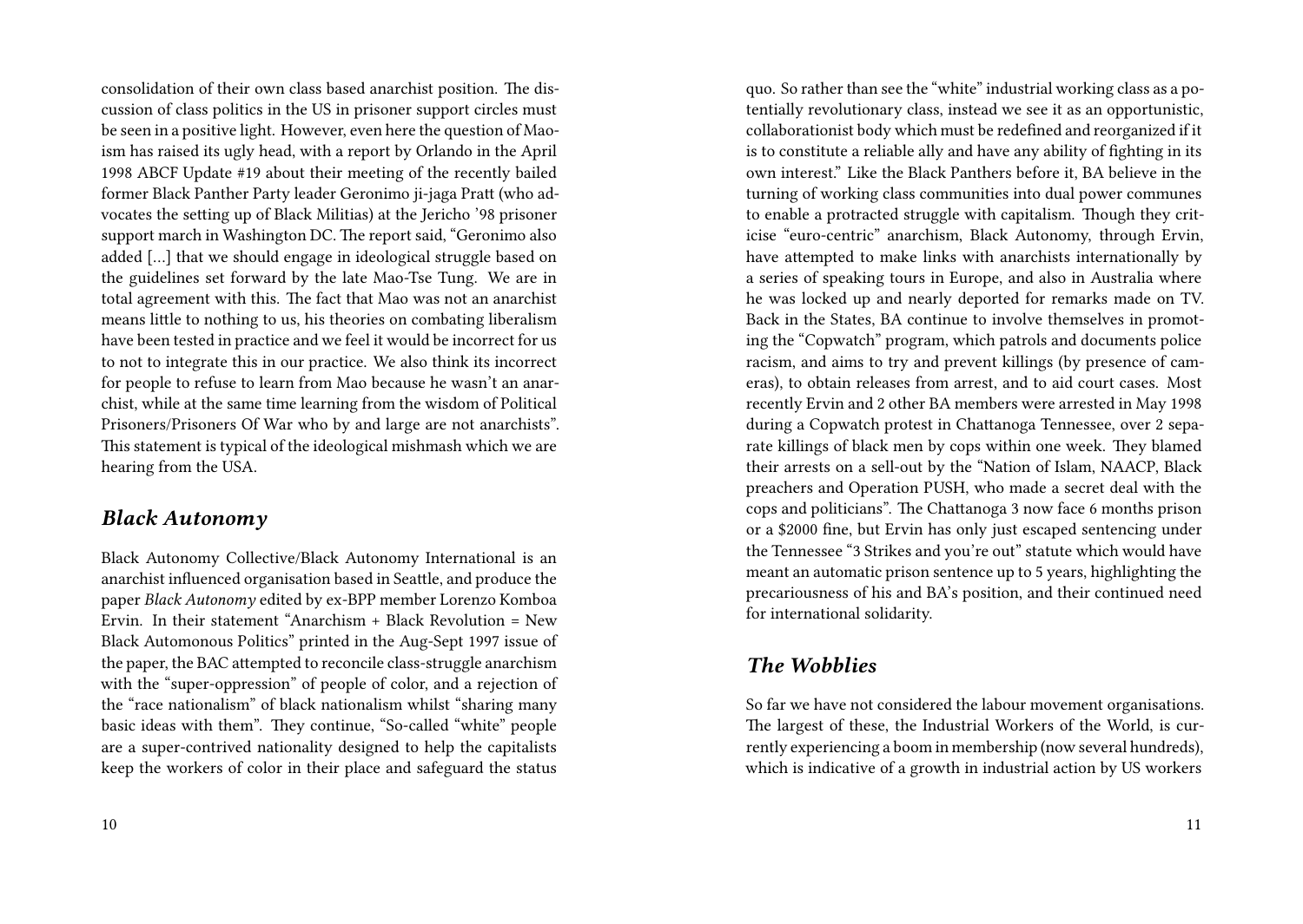consolidation of their own class based anarchist position. The discussion of class politics in the US in prisoner support circles must be seen in a positive light. However, even here the question of Maoism has raised its ugly head, with a report by Orlando in the April 1998 ABCF Update #19 about their meeting of the recently bailed former Black Panther Party leader Geronimo ji-jaga Pratt (who advocates the setting up of Black Militias) at the Jericho '98 prisoner support march in Washington DC. The report said, "Geronimo also added […] that we should engage in ideological struggle based on the guidelines set forward by the late Mao-Tse Tung. We are in total agreement with this. The fact that Mao was not an anarchist means little to nothing to us, his theories on combating liberalism have been tested in practice and we feel it would be incorrect for us to not to integrate this in our practice. We also think its incorrect for people to refuse to learn from Mao because he wasn't an anarchist, while at the same time learning from the wisdom of Political Prisoners/Prisoners Of War who by and large are not anarchists". This statement is typical of the ideological mishmash which we are hearing from the USA.

## *Black Autonomy*

Black Autonomy Collective/Black Autonomy International is an anarchist influenced organisation based in Seattle, and produce the paper *Black Autonomy* edited by ex-BPP member Lorenzo Komboa Ervin. In their statement "Anarchism + Black Revolution = New Black Automonous Politics" printed in the Aug-Sept 1997 issue of the paper, the BAC attempted to reconcile class-struggle anarchism with the "super-oppression" of people of color, and a rejection of the "race nationalism" of black nationalism whilst "sharing many basic ideas with them". They continue, "So-called "white" people are a super-contrived nationality designed to help the capitalists keep the workers of color in their place and safeguard the status quo. So rather than see the "white" industrial working class as a potentially revolutionary class, instead we see it as an opportunistic, collaborationist body which must be redefined and reorganized if it is to constitute a reliable ally and have any ability of fighting in its own interest." Like the Black Panthers before it, BA believe in the turning of working class communities into dual power communes to enable a protracted struggle with capitalism. Though they criticise "euro-centric" anarchism, Black Autonomy, through Ervin, have attempted to make links with anarchists internationally by a series of speaking tours in Europe, and also in Australia where he was locked up and nearly deported for remarks made on TV. Back in the States, BA continue to involve themselves in promoting the "Copwatch" program, which patrols and documents police racism, and aims to try and prevent killings (by presence of cameras), to obtain releases from arrest, and to aid court cases. Most recently Ervin and 2 other BA members were arrested in May 1998 during a Copwatch protest in Chattanoga Tennessee, over 2 separate killings of black men by cops within one week. They blamed their arrests on a sell-out by the "Nation of Islam, NAACP, Black preachers and Operation PUSH, who made a secret deal with the cops and politicians". The Chattanoga 3 now face 6 months prison or a $2000 fine, but Ervin has only just escaped sentencing under the Tennessee "3 Strikes and you're out" statute which would have meant an automatic prison sentence up to 5 years, highlighting the precariousness of his and BA's position, and their continued need for international solidarity.

## *The Wobblies*

So far we have not considered the labour movement organisations. The largest of these, the Industrial Workers of the World, is currently experiencing a boom in membership (now several hundreds), which is indicative of a growth in industrial action by US workers